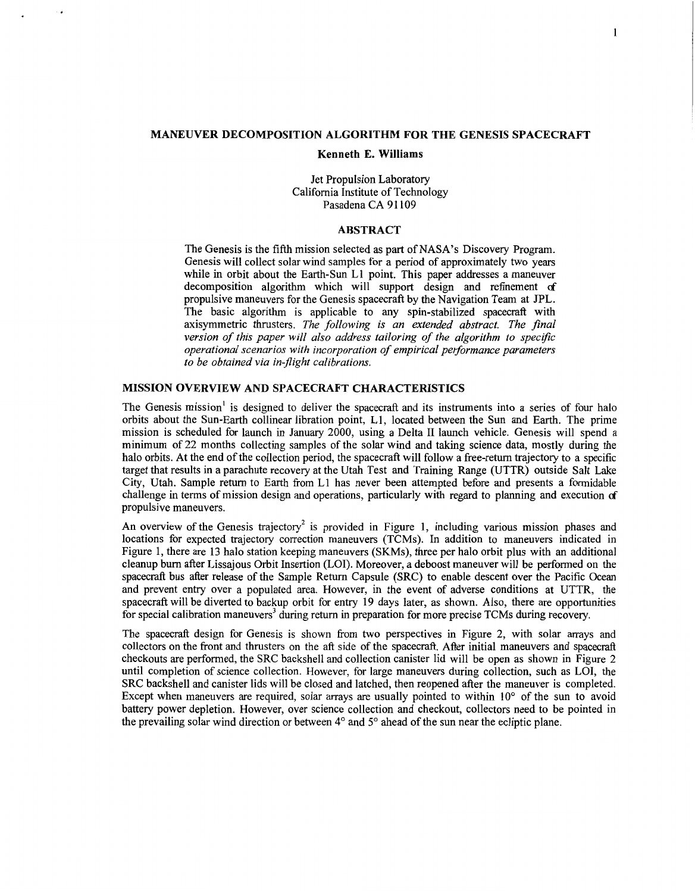# MANEUVER DECOMPOSITION ALGORITHM FOR THE GENESIS SPACECRAFT

**Kenneth E. Williams**

Jet Propulsion Laboratory
California Institute of Technology
Pasadena CA 91109

## ABSTRACT

The Genesis is the fifth mission selected as part of NASA's Discovery Program. Genesis will collect solar wind samples for a period of approximately two years while in orbit about the Earth-Sun L1 point. This paper addresses a maneuver decomposition algorithm which will support design and refinement of propulsive maneuvers for the Genesis spacecraft by the Navigation Team at JPL. The basic algorithm is applicable to any spin-stabilized spacecraft with axisymmetric thrusters. *The following is an extended abstract. The final version of this paper will also address tailoring of the algorithm to specific operational scenarios with incorporation of empirical performance parameters to be obtained via in-flight calibrations.*

## MISSION OVERVIEW AND SPACECRAFT CHARACTERISTICS

The Genesis mission[1] is designed to deliver the spacecraft and its instruments into a series of four halo orbits about the Sun-Earth collinear libration point, L1, located between the Sun and Earth. The prime mission is scheduled for launch in January 2000, using a Delta II launch vehicle. Genesis will spend a minimum of 22 months collecting samples of the solar wind and taking science data, mostly during the halo orbits. At the end of the collection period, the spacecraft will follow a free-return trajectory to a specific target that results in a parachute recovery at the Utah Test and Training Range (UTTR) outside Salt Lake City, Utah. Sample return to Earth from L1 has never been attempted before and presents a formidable challenge in terms of mission design and operations, particularly with regard to planning and execution of propulsive maneuvers.

An overview of the Genesis trajectory[2] is provided in Figure 1, including various mission phases and locations for expected trajectory correction maneuvers (TCMs). In addition to maneuvers indicated in Figure 1, there are 13 halo station keeping maneuvers (SKMs), three per halo orbit plus with an additional cleanup burn after Lissajous Orbit Insertion (LOI). Moreover, a deboost maneuver will be performed on the spacecraft bus after release of the Sample Return Capsule (SRC) to enable descent over the Pacific Ocean and prevent entry over a populated area. However, in the event of adverse conditions at UTTR, the spacecraft will be diverted to backup orbit for entry 19 days later, as shown. Also, there are opportunities for special calibration maneuvers[3] during return in preparation for more precise TCMs during recovery.

The spacecraft design for Genesis is shown from two perspectives in Figure 2, with solar arrays and collectors on the front and thrusters on the aft side of the spacecraft. After initial maneuvers and spacecraft checkouts are performed, the SRC backshell and collection canister lid will be open as shown in Figure 2 until completion of science collection. However, for large maneuvers during collection, such as LOI, the SRC backshell and canister lids will be closed and latched, then reopened after the maneuver is completed. Except when maneuvers are required, solar arrays are usually pointed to within 10° of the sun to avoid battery power depletion. However, over science collection and checkout, collectors need to be pointed in the prevailing solar wind direction or between 4° and 5° ahead of the sun near the ecliptic plane.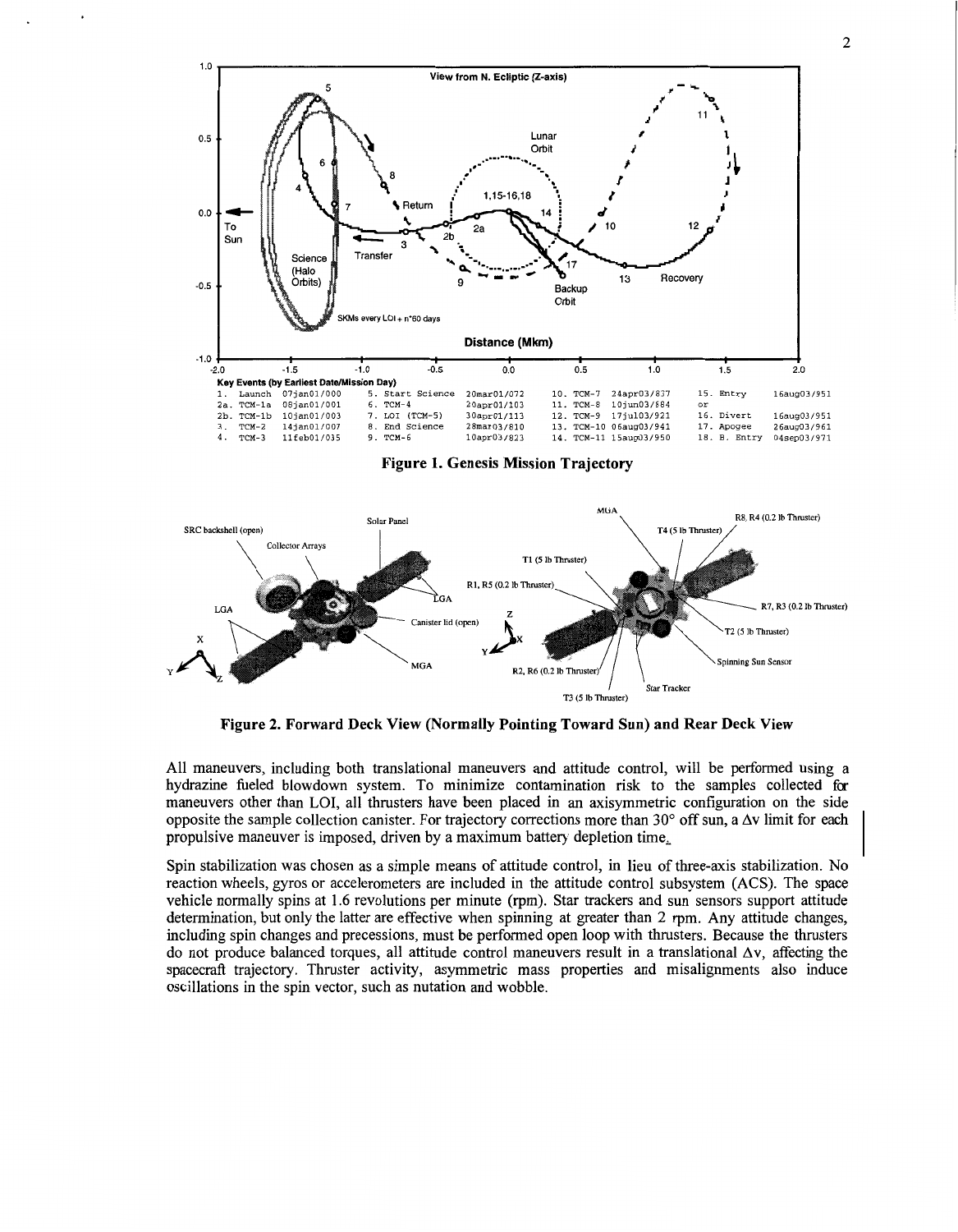**Key Events (by Earliest Date/Mission Day)**

| Event | Date/Day | Event | Date/Day | Event | Date/Day | Event | Date/Day |
|---|---|---|---|---|---|---|---|
| 1. Launch | 07jan01/000 | 5. Start Science | 20mar01/072 | 10. TCM-7 | 24apr03/837 | 15. Entry | 16aug03/951 |
| 2a. TCM-1a | 08jan01/001 | 6. TCM-4 | 20apr01/103 | 11. TCM-8 | 10jun03/884 | or | |
| 2b. TCM-1b | 10jan01/003 | 7. LOI (TCM-5) | 30apr01/113 | 12. TCM-9 | 17jul03/921 | 16. Divert | 16aug03/951 |
| 3. TCM-2 | 14jan01/007 | 8. End Science | 28mar03/810 | 13. TCM-10 | 06aug03/941 | 17. Apogee | 26aug03/961 |
| 4. TCM-3 | 11feb01/035 | 9. TCM-6 | 10apr03/823 | 14. TCM-11 | 15aug03/950 | 18. B. Entry | 04sep03/971 |

**Figure 1. Genesis Mission Trajectory**

**Figure 2. Forward Deck View (Normally Pointing Toward Sun) and Rear Deck View**

All maneuvers, including both translational maneuvers and attitude control, will be performed using a hydrazine fueled blowdown system. To minimize contamination risk to the samples collected for maneuvers other than LOI, all thrusters have been placed in an axisymmetric configuration on the side opposite the sample collection canister. For trajectory corrections more than 30° off sun, a $\Delta v$ limit for each propulsive maneuver is imposed, driven by a maximum battery depletion time.

Spin stabilization was chosen as a simple means of attitude control, in lieu of three-axis stabilization. No reaction wheels, gyros or accelerometers are included in the attitude control subsystem (ACS). The space vehicle normally spins at 1.6 revolutions per minute (rpm). Star trackers and sun sensors support attitude determination, but only the latter are effective when spinning at greater than 2 rpm. Any attitude changes, including spin changes and precessions, must be performed open loop with thrusters. Because the thrusters do not produce balanced torques, all attitude control maneuvers result in a translational $\Delta v$, affecting the spacecraft trajectory. Thruster activity, asymmetric mass properties and misalignments also induce oscillations in the spin vector, such as nutation and wobble.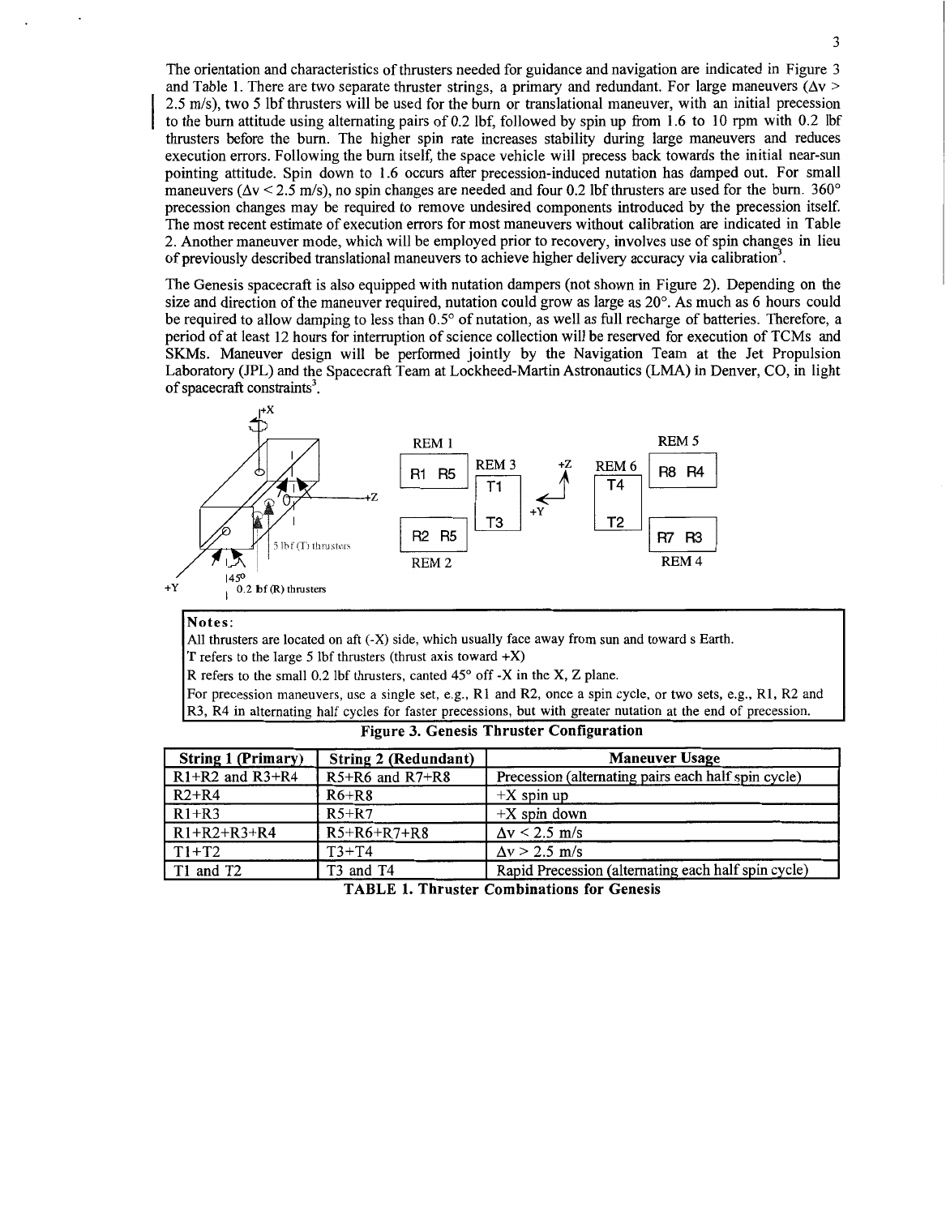The orientation and characteristics of thrusters needed for guidance and navigation are indicated in Figure 3 and Table 1. There are two separate thruster strings, a primary and redundant. For large maneuvers ($\Delta v >$ 2.5 m/s), two 5 lbf thrusters will be used for the burn or translational maneuver, with an initial precession to the burn attitude using alternating pairs of 0.2 lbf, followed by spin up from 1.6 to 10 rpm with 0.2 lbf thrusters before the burn. The higher spin rate increases stability during large maneuvers and reduces execution errors. Following the burn itself, the space vehicle will precess back towards the initial near-sun pointing attitude. Spin down to 1.6 occurs after precession-induced nutation has damped out. For small maneuvers ($\Delta v <$ 2.5 m/s), no spin changes are needed and four 0.2 lbf thrusters are used for the burn. 360° precession changes may be required to remove undesired components introduced by the precession itself. The most recent estimate of execution errors for most maneuvers without calibration are indicated in Table 2. Another maneuver mode, which will be employed prior to recovery, involves use of spin changes in lieu of previously described translational maneuvers to achieve higher delivery accuracy via calibration[3].

The Genesis spacecraft is also equipped with nutation dampers (not shown in Figure 2). Depending on the size and direction of the maneuver required, nutation could grow as large as 20°. As much as 6 hours could be required to allow damping to less than 0.5° of nutation, as well as full recharge of batteries. Therefore, a period of at least 12 hours for interruption of science collection will be reserved for execution of TCMs and SKMs. Maneuver design will be performed jointly by the Navigation Team at the Jet Propulsion Laboratory (JPL) and the Spacecraft Team at Lockheed-Martin Astronautics (LMA) in Denver, CO, in light of spacecraft constraints[3].

+X

+Z

+Y

45°

5 lbf (T) thrusters

0.2 lbf (R) thrusters

REM 1: R1 R5

REM 2: R2 R5

REM 3: T1, T3

REM 6: T4, T2

REM 5: R8 R4

REM 4: R7 R3

+Z, +Y

**Notes:**

All thrusters are located on aft (-X) side, which usually face away from sun and toward s Earth.

T refers to the large 5 lbf thrusters (thrust axis toward +X)

R refers to the small 0.2 lbf thrusters, canted 45° off -X in the X, Z plane.

For precession maneuvers, use a single set, e.g., R1 and R2, once a spin cycle, or two sets, e.g., R1, R2 and R3, R4 in alternating half cycles for faster precessions, but with greater nutation at the end of precession.

**Figure 3. Genesis Thruster Configuration**

| String 1 (Primary) | String 2 (Redundant) | Maneuver Usage |
|---|---|---|
| R1+R2 and R3+R4 | R5+R6 and R7+R8 | Precession (alternating pairs each half spin cycle) |
| R2+R4 | R6+R8 | +X spin up |
| R1+R3 | R5+R7 | +X spin down |
| R1+R2+R3+R4 | R5+R6+R7+R8 | $\Delta v <$ 2.5 m/s |
| T1+T2 | T3+T4 | $\Delta v >$ 2.5 m/s |
| T1 and T2 | T3 and T4 | Rapid Precession (alternating each half spin cycle) |

**TABLE 1. Thruster Combinations for Genesis**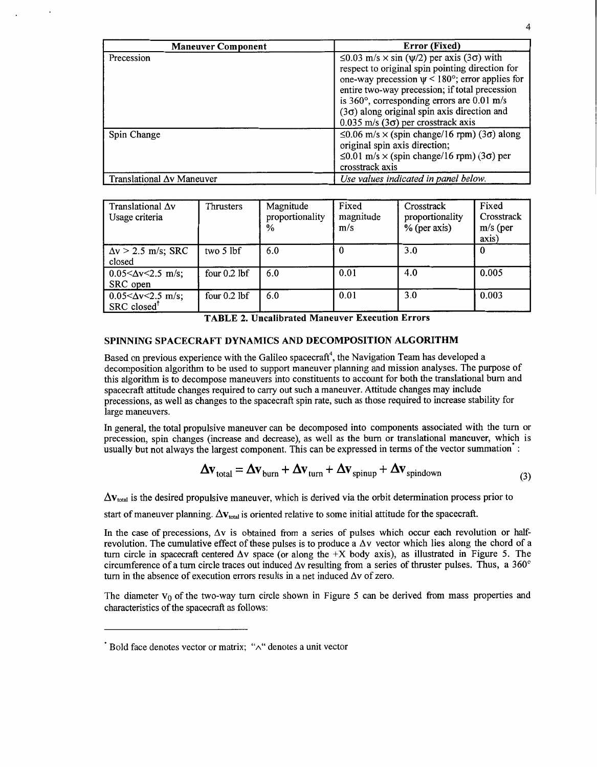| Maneuver Component | Error (Fixed) |
|---|---|
| Precession | $\leq$0.03 m/s × sin (ψ/2) per axis (3σ) with respect to original spin pointing direction for one-way precession ψ < 180°; error applies for entire two-way precession; if total precession is 360°, corresponding errors are 0.01 m/s (3σ) along original spin axis direction and 0.035 m/s (3σ) per crosstrack axis |
| Spin Change | $\leq$0.06 m/s × (spin change/16 rpm) (3σ) along original spin axis direction; $\leq$0.01 m/s × (spin change/16 rpm) (3σ) per crosstrack axis |
| Translational Δv Maneuver | *Use values indicated in panel below.* |

| Translational Δv Usage criteria | Thrusters | Magnitude proportionality % | Fixed magnitude m/s | Crosstrack proportionality % (per axis) | Fixed Crosstrack m/s (per axis) |
|---|---|---|---|---|---|
| Δv > 2.5 m/s; SRC closed | two 5 lbf | 6.0 | 0 | 3.0 | 0 |
| 0.05<Δv<2.5 m/s; SRC open | four 0.2 lbf | 6.0 | 0.01 | 4.0 | 0.005 |
| 0.05<Δv<2.5 m/s; SRC closed[†] | four 0.2 lbf | 6.0 | 0.01 | 3.0 | 0.003 |

**TABLE 2. Uncalibrated Maneuver Execution Errors**

## SPINNING SPACECRAFT DYNAMICS AND DECOMPOSITION ALGORITHM

Based on previous experience with the Galileo spacecraft[4], the Navigation Team has developed a decomposition algorithm to be used to support maneuver planning and mission analyses. The purpose of this algorithm is to decompose maneuvers into constituents to account for both the translational burn and spacecraft attitude changes required to carry out such a maneuver. Attitude changes may include precessions, as well as changes to the spacecraft spin rate, such as those required to increase stability for large maneuvers.

In general, the total propulsive maneuver can be decomposed into components associated with the turn or precession, spin changes (increase and decrease), as well as the burn or translational maneuver, which is usually but not always the largest component. This can be expressed in terms of the vector summation[*] :

$$\mathbf{\Delta v}_{\text{total}} = \mathbf{\Delta v}_{\text{burn}} + \mathbf{\Delta v}_{\text{turn}} + \mathbf{\Delta v}_{\text{spinup}} + \mathbf{\Delta v}_{\text{spindown}} \tag{3}$$

$\mathbf{\Delta v}_{\text{total}}$ is the desired propulsive maneuver, which is derived via the orbit determination process prior to start of maneuver planning. $\mathbf{\Delta v}_{\text{total}}$ is oriented relative to some initial attitude for the spacecraft.

In the case of precessions, Δv is obtained from a series of pulses which occur each revolution or half-revolution. The cumulative effect of these pulses is to produce a Δv vector which lies along the chord of a turn circle in spacecraft centered Δv space (or along the +X body axis), as illustrated in Figure 5. The circumference of a turn circle traces out induced Δv resulting from a series of thruster pulses. Thus, a 360° turn in the absence of execution errors results in a net induced Δv of zero.

The diameter $v_0$ of the two-way turn circle shown in Figure 5 can be derived from mass properties and characteristics of the spacecraft as follows:

---

[*] Bold face denotes vector or matrix; "^" denotes a unit vector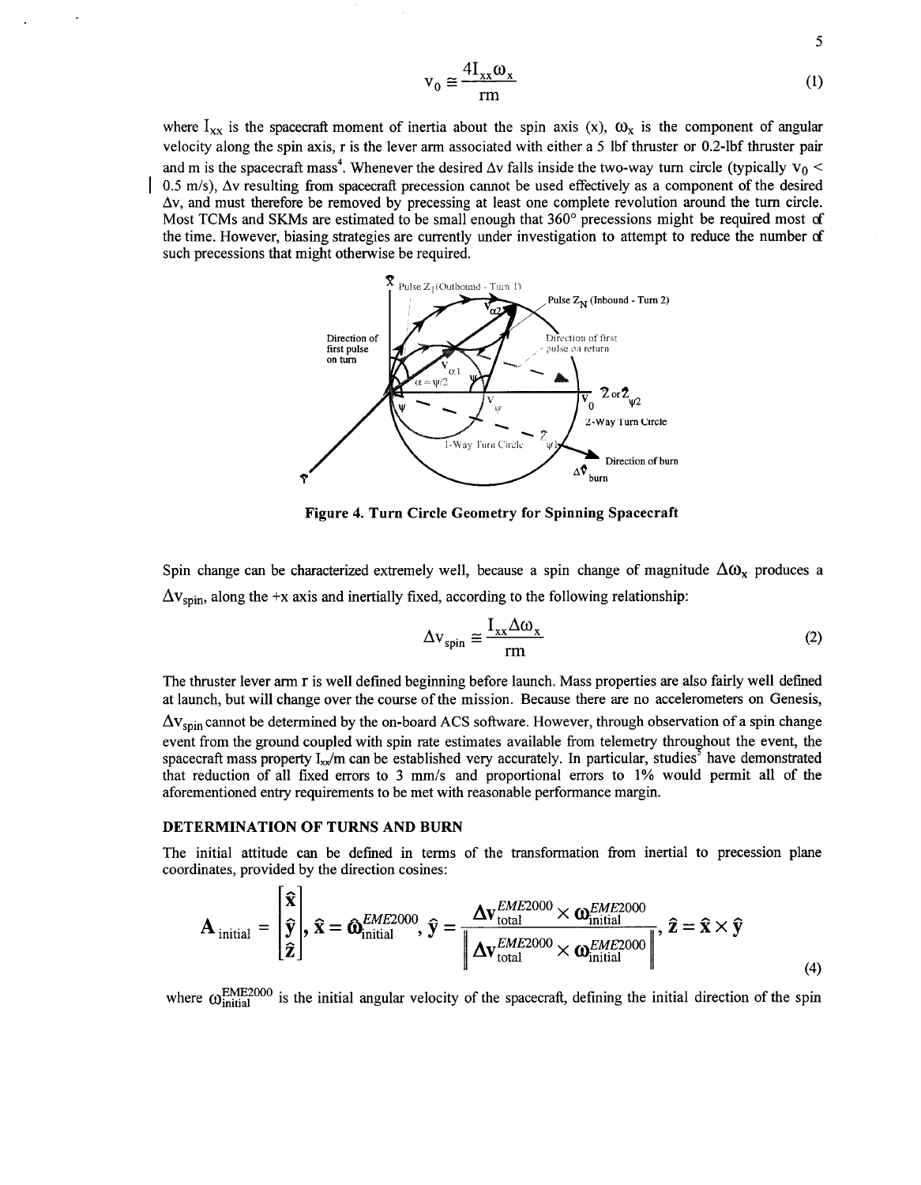$$v_0 \cong \frac{4 I_{xx} \omega_x}{rm} \tag{1}$$

where $I_{xx}$ is the spacecraft moment of inertia about the spin axis (x), $\omega_x$ is the component of angular velocity along the spin axis, r is the lever arm associated with either a 5 lbf thruster or 0.2-lbf thruster pair and m is the spacecraft mass[4]. Whenever the desired $\Delta v$ falls inside the two-way turn circle (typically $v_0 <$ 0.5 m/s), $\Delta v$ resulting from spacecraft precession cannot be used effectively as a component of the desired $\Delta v$, and must therefore be removed by precessing at least one complete revolution around the turn circle. Most TCMs and SKMs are estimated to be small enough that 360° precessions might be required most of the time. However, biasing strategies are currently under investigation to attempt to reduce the number of such precessions that might otherwise be required.

**Figure 4. Turn Circle Geometry for Spinning Spacecraft**

Spin change can be characterized extremely well, because a spin change of magnitude $\Delta\omega_x$ produces a $\Delta v_{spin}$, along the +x axis and inertially fixed, according to the following relationship:

$$\Delta v_{spin} \cong \frac{I_{xx} \Delta\omega_x}{rm} \tag{2}$$

The thruster lever arm r is well defined beginning before launch. Mass properties are also fairly well defined at launch, but will change over the course of the mission. Because there are no accelerometers on Genesis, $\Delta v_{spin}$ cannot be determined by the on-board ACS software. However, through observation of a spin change event from the ground coupled with spin rate estimates available from telemetry throughout the event, the spacecraft mass property $I_{xx}/m$ can be established very accurately. In particular, studies[5] have demonstrated that reduction of all fixed errors to 3 mm/s and proportional errors to 1% would permit all of the aforementioned entry requirements to be met with reasonable performance margin.

## DETERMINATION OF TURNS AND BURN

The initial attitude can be defined in terms of the transformation from inertial to precession plane coordinates, provided by the direction cosines:

$$\mathbf{A}_{initial} = \begin{bmatrix} \hat{\mathbf{x}} \\ \hat{\mathbf{y}} \\ \hat{\mathbf{z}} \end{bmatrix}, \hat{\mathbf{x}} = \hat{\boldsymbol{\omega}}_{initial}^{EME2000}, \hat{\mathbf{y}} = \frac{\Delta \mathbf{v}_{total}^{EME2000} \times \boldsymbol{\omega}_{initial}^{EME2000}}{\left\| \Delta \mathbf{v}_{total}^{EME2000} \times \boldsymbol{\omega}_{initial}^{EME2000} \right\|}, \hat{\mathbf{z}} = \hat{\mathbf{x}} \times \hat{\mathbf{y}} \tag{4}$$

where $\omega_{initial}^{EME2000}$ is the initial angular velocity of the spacecraft, defining the initial direction of the spin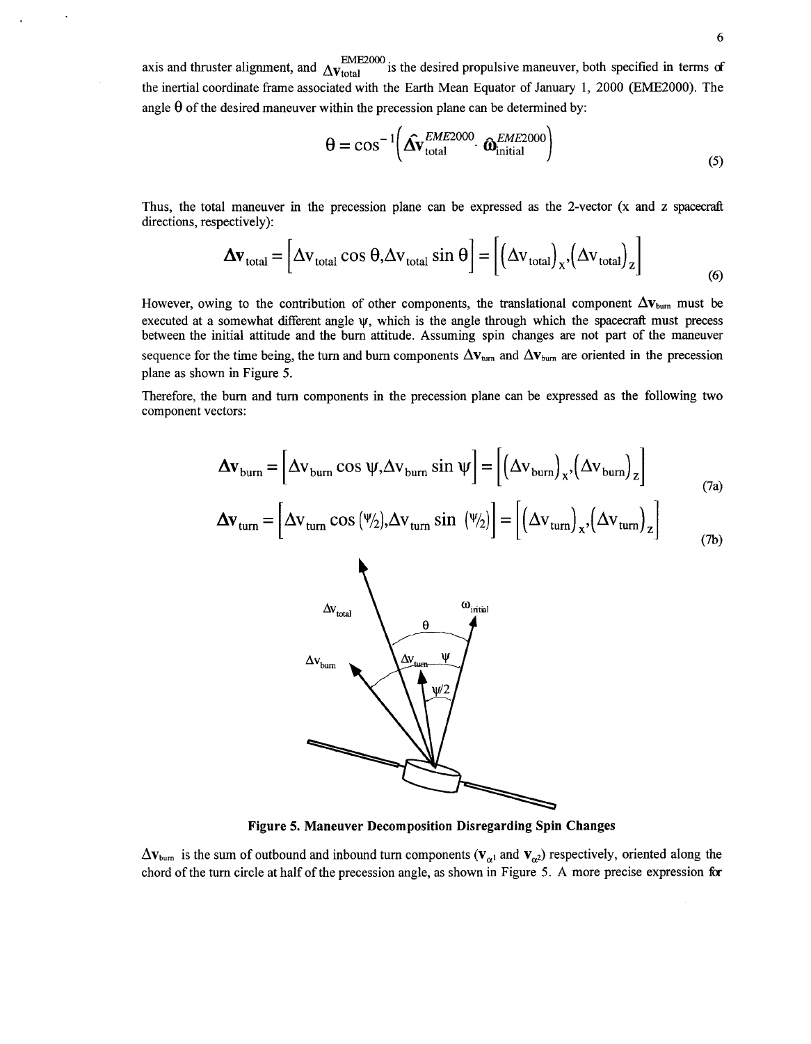axis and thruster alignment, and $\Delta\mathbf{v}_{\text{total}}^{\text{EME2000}}$ is the desired propulsive maneuver, both specified in terms of the inertial coordinate frame associated with the Earth Mean Equator of January 1, 2000 (EME2000). The angle $\theta$ of the desired maneuver within the precession plane can be determined by:

$$\theta = \cos^{-1}\left(\hat{\Delta\mathbf{v}}_{\text{total}}^{EME2000} \cdot \hat{\boldsymbol{\omega}}_{\text{initial}}^{EME2000}\right) \tag{5}$$

Thus, the total maneuver in the precession plane can be expressed as the 2-vector (x and z spacecraft directions, respectively):

$$\Delta\mathbf{v}_{\text{total}} = \left[\Delta v_{\text{total}} \cos\theta, \Delta v_{\text{total}} \sin\theta\right] = \left[\left(\Delta v_{\text{total}}\right)_x, \left(\Delta v_{\text{total}}\right)_z\right] \tag{6}$$

However, owing to the contribution of other components, the translational component $\Delta\mathbf{v}_{\text{burn}}$ must be executed at a somewhat different angle $\psi$, which is the angle through which the spacecraft must precess between the initial attitude and the burn attitude. Assuming spin changes are not part of the maneuver sequence for the time being, the turn and burn components $\Delta\mathbf{v}_{\text{turn}}$ and $\Delta\mathbf{v}_{\text{burn}}$ are oriented in the precession plane as shown in Figure 5.

Therefore, the burn and turn components in the precession plane can be expressed as the following two component vectors:

$$\Delta\mathbf{v}_{\text{burn}} = \left[\Delta v_{\text{burn}} \cos\psi, \Delta v_{\text{burn}} \sin\psi\right] = \left[\left(\Delta v_{\text{burn}}\right)_x, \left(\Delta v_{\text{burn}}\right)_z\right] \tag{7a}$$

$$\Delta\mathbf{v}_{\text{turn}} = \left[\Delta v_{\text{turn}} \cos(\psi/2), \Delta v_{\text{turn}} \sin(\psi/2)\right] = \left[\left(\Delta v_{\text{turn}}\right)_x, \left(\Delta v_{\text{turn}}\right)_z\right] \tag{7b}$$

**Figure 5. Maneuver Decomposition Disregarding Spin Changes**

$\Delta\mathbf{v}_{\text{burn}}$ is the sum of outbound and inbound turn components ($\mathbf{v}_{\alpha 1}$ and $\mathbf{v}_{\alpha 2}$) respectively, oriented along the chord of the turn circle at half of the precession angle, as shown in Figure 5. A more precise expression for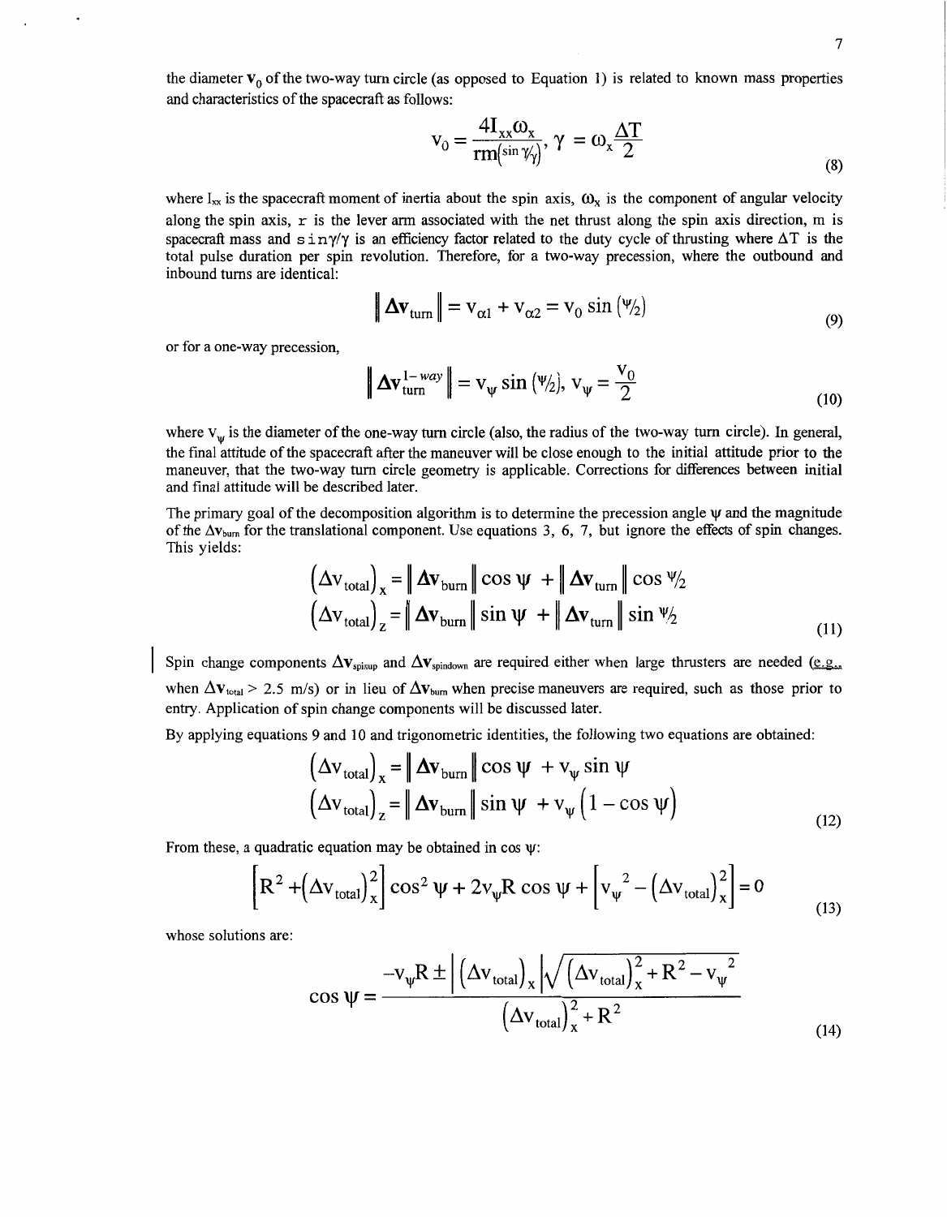the diameter $\mathbf{v}_0$ of the two-way turn circle (as opposed to Equation 1) is related to known mass properties and characteristics of the spacecraft as follows:

$$v_0 = \frac{4I_{xx}\omega_x}{rm\left(\sin\gamma/\gamma\right)},\ \gamma = \omega_x\frac{\Delta T}{2} \tag{8}$$

where $I_{xx}$ is the spacecraft moment of inertia about the spin axis, $\omega_x$ is the component of angular velocity along the spin axis, $r$ is the lever arm associated with the net thrust along the spin axis direction, m is spacecraft mass and $\sin\gamma/\gamma$ is an efficiency factor related to the duty cycle of thrusting where $\Delta T$ is the total pulse duration per spin revolution. Therefore, for a two-way precession, where the outbound and inbound turns are identical:

$$\left\| \Delta \mathbf{v}_{turn} \right\| = v_{\alpha 1} + v_{\alpha 2} = v_0 \sin\left(\psi/2\right) \tag{9}$$

or for a one-way precession,

$$\left\| \Delta \mathbf{v}_{turn}^{1-way} \right\| = v_\psi \sin\left(\psi/2\right),\ v_\psi = \frac{v_0}{2} \tag{10}$$

where $v_\psi$ is the diameter of the one-way turn circle (also, the radius of the two-way turn circle). In general, the final attitude of the spacecraft after the maneuver will be close enough to the initial attitude prior to the maneuver, that the two-way turn circle geometry is applicable. Corrections for differences between initial and final attitude will be described later.

The primary goal of the decomposition algorithm is to determine the precession angle $\psi$ and the magnitude of the $\Delta \mathbf{v}_{burn}$ for the translational component. Use equations 3, 6, 7, but ignore the effects of spin changes. This yields:

$$\begin{aligned}\left(\Delta v_{total}\right)_x &= \left\| \Delta \mathbf{v}_{burn} \right\| \cos\psi + \left\| \Delta \mathbf{v}_{turn} \right\| \cos \psi/2 \\ \left(\Delta v_{total}\right)_z &= \left\| \Delta \mathbf{v}_{burn} \right\| \sin\psi + \left\| \Delta \mathbf{v}_{turn} \right\| \sin \psi/2\end{aligned} \tag{11}$$

Spin change components $\Delta \mathbf{v}_{spinup}$ and $\Delta \mathbf{v}_{spindown}$ are required either when large thrusters are needed (e.g., when $\Delta \mathbf{v}_{total} > 2.5$ m/s) or in lieu of $\Delta \mathbf{v}_{burn}$ when precise maneuvers are required, such as those prior to entry. Application of spin change components will be discussed later.

By applying equations 9 and 10 and trigonometric identities, the following two equations are obtained:

$$\begin{aligned}\left(\Delta v_{total}\right)_x &= \left\| \Delta \mathbf{v}_{burn} \right\| \cos\psi + v_\psi \sin\psi \\ \left(\Delta v_{total}\right)_z &= \left\| \Delta \mathbf{v}_{burn} \right\| \sin\psi + v_\psi \left(1 - \cos\psi\right)\end{aligned} \tag{12}$$

From these, a quadratic equation may be obtained in $\cos\psi$:

$$\left[R^2 + \left(\Delta v_{total}\right)_x^2\right]\cos^2\psi + 2v_\psi R\cos\psi + \left[v_\psi^{\,2} - \left(\Delta v_{total}\right)_x^2\right] = 0 \tag{13}$$

whose solutions are:

$$\cos\psi = \frac{-v_\psi R \pm \left|\left(\Delta v_{total}\right)_x\right|\sqrt{\left(\Delta v_{total}\right)_x^2 + R^2 - v_\psi^{\,2}}}{\left(\Delta v_{total}\right)_x^2 + R^2} \tag{14}$$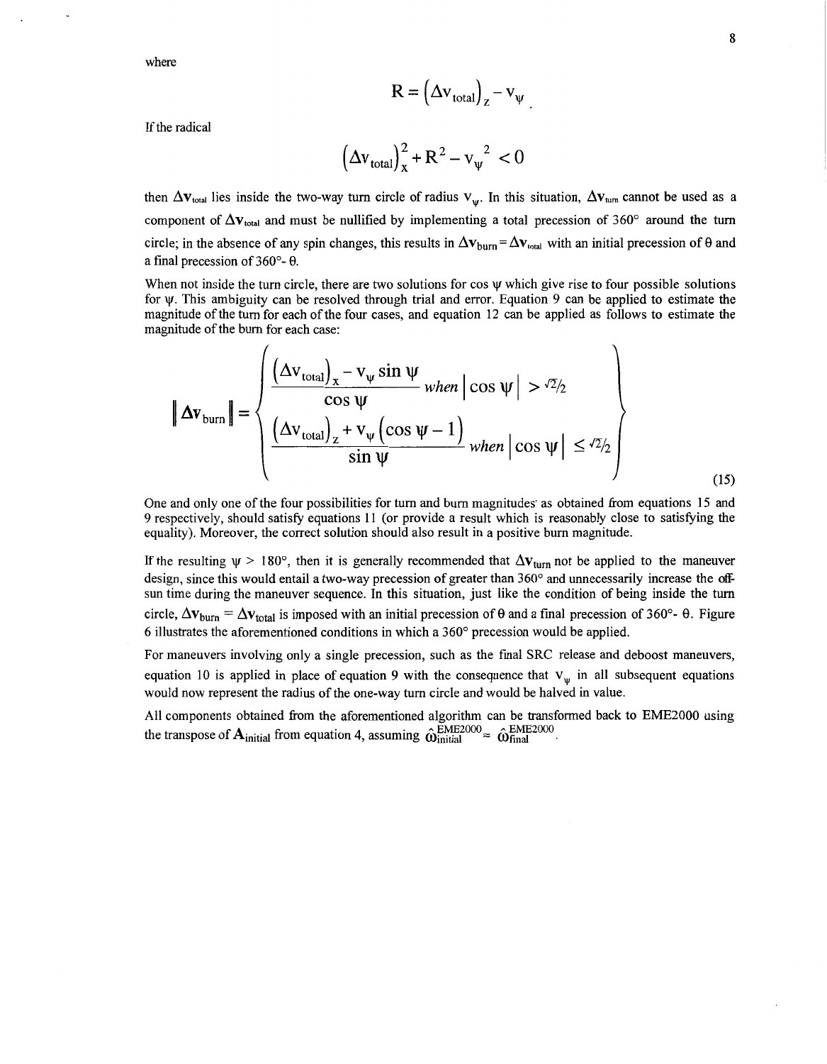where

$$R = \left(\Delta v_{total}\right)_Z - v_\psi \, .$$

If the radical

$$\left(\Delta v_{total}\right)_X^2 + R^2 - v_\psi^{\ 2} < 0$$

then $\Delta \mathbf{v}_{total}$ lies inside the two-way turn circle of radius $v_\psi$. In this situation, $\Delta \mathbf{v}_{turn}$ cannot be used as a component of $\Delta \mathbf{v}_{total}$ and must be nullified by implementing a total precession of 360° around the turn circle; in the absence of any spin changes, this results in $\Delta \mathbf{v}_{burn} = \Delta \mathbf{v}_{total}$ with an initial precession of $\theta$ and a final precession of $360° - \theta$.

When not inside the turn circle, there are two solutions for $\cos \psi$ which give rise to four possible solutions for $\psi$. This ambiguity can be resolved through trial and error. Equation 9 can be applied to estimate the magnitude of the turn for each of the four cases, and equation 12 can be applied as follows to estimate the magnitude of the burn for each case:

$$\left\| \Delta \mathbf{v}_{burn} \right\| = \left\{ \begin{array}{ll} \dfrac{\left(\Delta v_{total}\right)_X - v_\psi \sin \psi}{\cos \psi} & when \left| \cos \psi \right| > \sqrt{2}/2 \\[2ex] \dfrac{\left(\Delta v_{total}\right)_Z + v_\psi \left(\cos \psi - 1\right)}{\sin \psi} & when \left| \cos \psi \right| \leq \sqrt{2}/2 \end{array} \right\} \quad (15)$$

One and only one of the four possibilities for turn and burn magnitudes as obtained from equations 15 and 9 respectively, should satisfy equations 11 (or provide a result which is reasonably close to satisfying the equality). Moreover, the correct solution should also result in a positive burn magnitude.

If the resulting $\psi > 180°$, then it is generally recommended that $\Delta \mathbf{v}_{turn}$ not be applied to the maneuver design, since this would entail a two-way precession of greater than 360° and unnecessarily increase the off-sun time during the maneuver sequence. In this situation, just like the condition of being inside the turn circle, $\Delta \mathbf{v}_{burn} = \Delta \mathbf{v}_{total}$ is imposed with an initial precession of $\theta$ and a final precession of $360° - \theta$. Figure 6 illustrates the aforementioned conditions in which a 360° precession would be applied.

For maneuvers involving only a single precession, such as the final SRC release and deboost maneuvers, equation 10 is applied in place of equation 9 with the consequence that $v_\psi$ in all subsequent equations would now represent the radius of the one-way turn circle and would be halved in value.

All components obtained from the aforementioned algorithm can be transformed back to EME2000 using the transpose of $\mathbf{A}_{initial}$ from equation 4, assuming $\hat{\omega}_{initial}^{EME2000} \approx \hat{\omega}_{final}^{EME2000}$.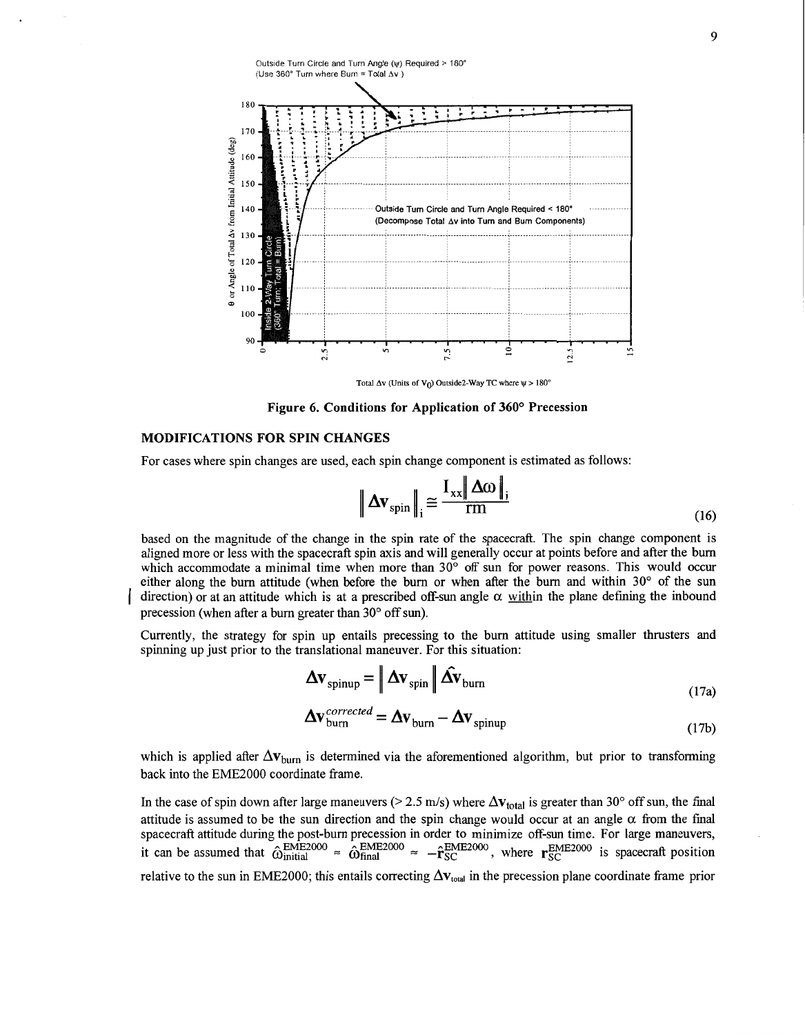Outside Turn Circle and Turn Angle (ψ) Required > 180°
(Use 360° Turn where Burn = Total Δv )

Outside Turn Circle and Turn Angle Required < 180°
(Decompose Total Δv into Turn and Burn Components)

Inside 2-Way Turn Circle (360° Turn; Total = Burn)

θ or Angle of Total Δv from Initial Attitude (deg)

Total Δv (Units of $V_0$) Outside2-Way TC where ψ > 180°

**Figure 6. Conditions for Application of 360° Precession**

## MODIFICATIONS FOR SPIN CHANGES

For cases where spin changes are used, each spin change component is estimated as follows:

$$\left\| \Delta \mathbf{v}_{\text{spin}} \right\|_i \cong \frac{I_{xx} \left\| \Delta \omega \right\|_i}{rm} \tag{16}$$

based on the magnitude of the change in the spin rate of the spacecraft. The spin change component is aligned more or less with the spacecraft spin axis and will generally occur at points before and after the burn which accommodate a minimal time when more than 30° off sun for power reasons. This would occur either along the burn attitude (when before the burn or when after the burn and within 30° of the sun direction) or at an attitude which is at a prescribed off-sun angle α within the plane defining the inbound precession (when after a burn greater than 30° off sun).

Currently, the strategy for spin up entails precessing to the burn attitude using smaller thrusters and spinning up just prior to the translational maneuver. For this situation:

$$\Delta \mathbf{v}_{\text{spinup}} = \left\| \Delta \mathbf{v}_{\text{spin}} \right\| \hat{\Delta \mathbf{v}}_{\text{burn}} \tag{17a}$$

$$\Delta \mathbf{v}_{\text{burn}}^{corrected} = \Delta \mathbf{v}_{\text{burn}} - \Delta \mathbf{v}_{\text{spinup}} \tag{17b}$$

which is applied after $\Delta \mathbf{v}_{\text{burn}}$ is determined via the aforementioned algorithm, but prior to transforming back into the EME2000 coordinate frame.

In the case of spin down after large maneuvers (> 2.5 m/s) where $\Delta \mathbf{v}_{\text{total}}$ is greater than 30° off sun, the final attitude is assumed to be the sun direction and the spin change would occur at an angle α from the final spacecraft attitude during the post-burn precession in order to minimize off-sun time. For large maneuvers, it can be assumed that $\hat{\omega}_{\text{initial}}^{\text{EME2000}} \approx \hat{\omega}_{\text{final}}^{\text{EME2000}} \approx -\hat{\mathbf{r}}_{\text{SC}}^{\text{EME2000}}$, where $\mathbf{r}_{\text{SC}}^{\text{EME2000}}$ is spacecraft position relative to the sun in EME2000; this entails correcting $\Delta \mathbf{v}_{\text{total}}$ in the precession plane coordinate frame prior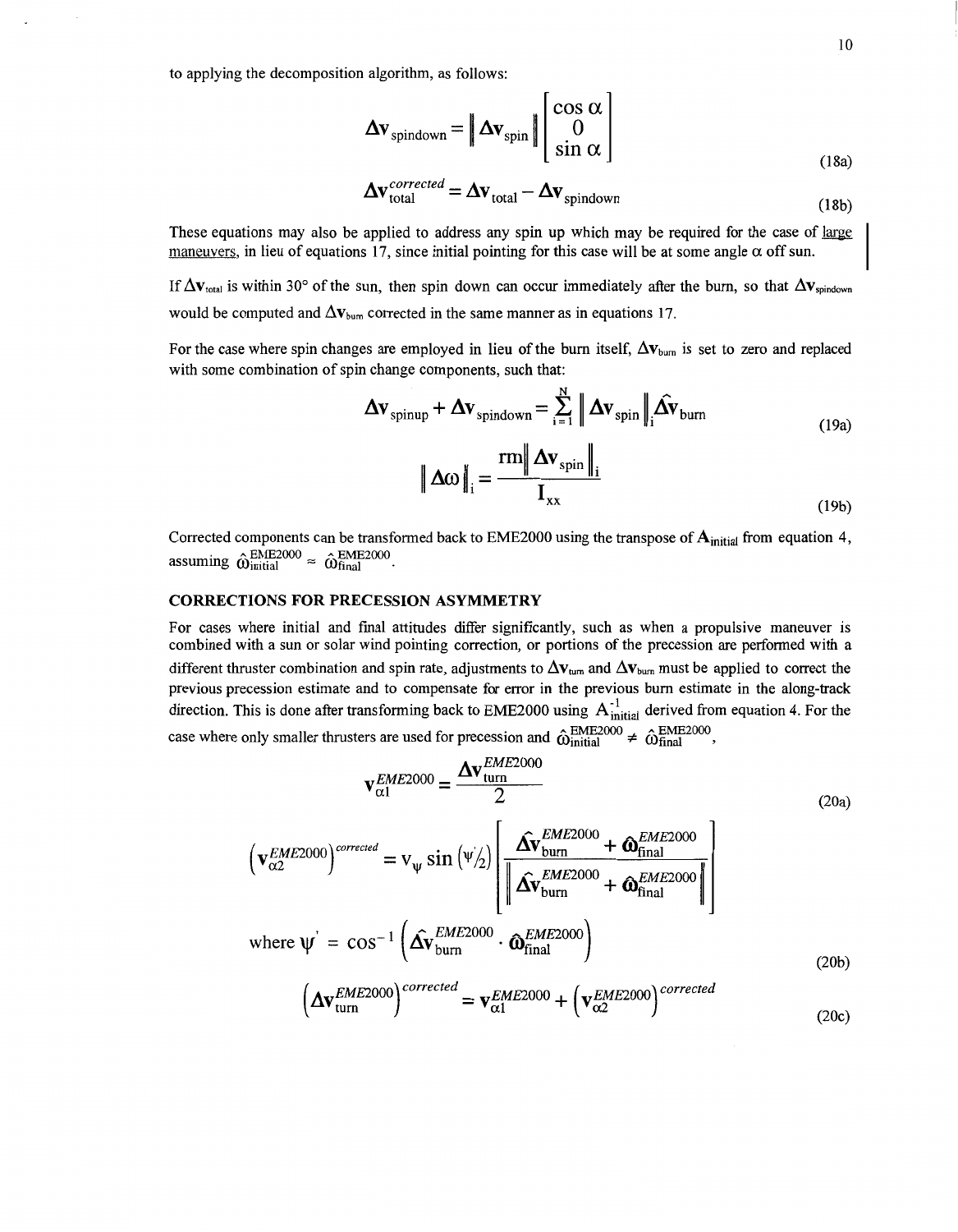to applying the decomposition algorithm, as follows:

$$\Delta \mathbf{v}_{\text{spindown}} = \left\| \Delta \mathbf{v}_{\text{spin}} \right\| \begin{bmatrix} \cos \alpha \\ 0 \\ \sin \alpha \end{bmatrix} \tag{18a}$$

$$\Delta \mathbf{v}_{\text{total}}^{\text{corrected}} = \Delta \mathbf{v}_{\text{total}} - \Delta \mathbf{v}_{\text{spindown}} \tag{18b}$$

These equations may also be applied to address any spin up which may be required for the case of large maneuvers, in lieu of equations 17, since initial pointing for this case will be at some angle $\alpha$ off sun.

If $\Delta \mathbf{v}_{\text{total}}$ is within 30° of the sun, then spin down can occur immediately after the burn, so that $\Delta \mathbf{v}_{\text{spindown}}$ would be computed and $\Delta \mathbf{v}_{\text{burn}}$ corrected in the same manner as in equations 17.

For the case where spin changes are employed in lieu of the burn itself, $\Delta \mathbf{v}_{\text{burn}}$ is set to zero and replaced with some combination of spin change components, such that:

$$\Delta \mathbf{v}_{\text{spinup}} + \Delta \mathbf{v}_{\text{spindown}} = \sum_{i=1}^{N} \left\| \Delta \mathbf{v}_{\text{spin}} \right\|_i \Delta \hat{\mathbf{v}}_{\text{burn}} \tag{19a}$$

$$\left\| \Delta \omega \right\|_i = \frac{rm \left\| \Delta \mathbf{v}_{\text{spin}} \right\|_i}{I_{xx}} \tag{19b}$$

Corrected components can be transformed back to EME2000 using the transpose of $\mathbf{A}_{\text{initial}}$ from equation 4, assuming $\hat{\omega}_{\text{initial}}^{\text{EME2000}} \approx \hat{\omega}_{\text{final}}^{\text{EME2000}}$.

## CORRECTIONS FOR PRECESSION ASYMMETRY

For cases where initial and final attitudes differ significantly, such as when a propulsive maneuver is combined with a sun or solar wind pointing correction, or portions of the precession are performed with a different thruster combination and spin rate, adjustments to $\Delta \mathbf{v}_{\text{turn}}$ and $\Delta \mathbf{v}_{\text{burn}}$ must be applied to correct the previous precession estimate and to compensate for error in the previous burn estimate in the along-track direction. This is done after transforming back to EME2000 using $\mathbf{A}_{\text{initial}}^{-1}$ derived from equation 4. For the case where only smaller thrusters are used for precession and $\hat{\omega}_{\text{initial}}^{\text{EME2000}} \neq \hat{\omega}_{\text{final}}^{\text{EME2000}}$,

$$\mathbf{v}_{\alpha 1}^{EME2000} = \frac{\Delta \mathbf{v}_{\text{turn}}^{EME2000}}{2} \tag{20a}$$

$$\left( \mathbf{v}_{\alpha 2}^{EME2000} \right)^{\text{corrected}} = \mathrm{v}_{\psi} \sin \left( \psi'/2 \right) \left[ \frac{\Delta \hat{\mathbf{v}}_{\text{burn}}^{EME2000} + \hat{\omega}_{\text{final}}^{EME2000}}{\left\| \Delta \hat{\mathbf{v}}_{\text{burn}}^{EME2000} + \hat{\omega}_{\text{final}}^{EME2000} \right\|} \right]$$

$$\text{where } \psi' = \cos^{-1} \left( \Delta \hat{\mathbf{v}}_{\text{burn}}^{EME2000} \cdot \hat{\omega}_{\text{final}}^{EME2000} \right) \tag{20b}$$

$$\left( \Delta \mathbf{v}_{\text{turn}}^{EME2000} \right)^{\text{corrected}} = \mathbf{v}_{\alpha 1}^{EME2000} + \left( \mathbf{v}_{\alpha 2}^{EME2000} \right)^{\text{corrected}} \tag{20c}$$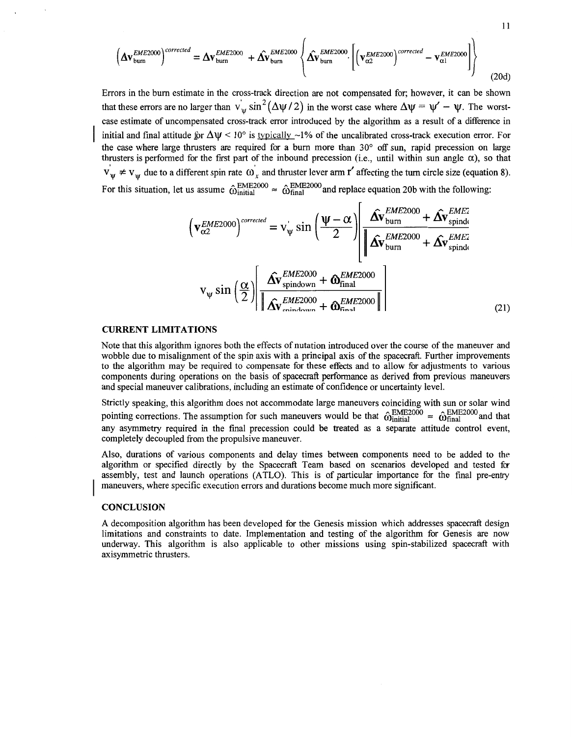$$\left(\Delta \mathbf{v}_{\text{burn}}^{EME2000}\right)^{corrected} = \Delta \mathbf{v}_{\text{burn}}^{EME2000} + \hat{\Delta \mathbf{v}}_{\text{burn}}^{EME2000} \left\{ \hat{\Delta \mathbf{v}}_{\text{burn}}^{EME2000} \cdot \left[ \left(\mathbf{v}_{\alpha 2}^{EME2000}\right)^{corrected} - \mathbf{v}_{\alpha 1}^{EME2000} \right] \right\} \tag{20d}$$

Errors in the burn estimate in the cross-track direction are not compensated for; however, it can be shown that these errors are no larger than $v'_{\psi} \sin^2(\Delta\psi/2)$ in the worst case where $\Delta\psi = \psi' - \psi$. The worst-case estimate of uncompensated cross-track error introduced by the algorithm as a result of a difference in initial and final attitude for $\Delta\psi < 10°$ is typically ~1% of the uncalibrated cross-track execution error. For the case where large thrusters are required for a burn more than 30° off sun, rapid precession on large thrusters is performed for the first part of the inbound precession (i.e., until within sun angle $\alpha$), so that $v'_{\psi} \neq v_{\psi}$ due to a different spin rate $\omega'_x$ and thruster lever arm $\mathbf{r}'$ affecting the turn circle size (equation 8). For this situation, let us assume $\hat{\omega}_{\text{initial}}^{\text{EME2000}} \approx \hat{\omega}_{\text{final}}^{\text{EME2000}}$ and replace equation 20b with the following:

$$\left(\mathbf{v}_{\alpha 2}^{EME2000}\right)^{corrected} = v'_{\psi} \sin\left(\frac{\psi - \alpha}{2}\right) \left[ \frac{\hat{\Delta \mathbf{v}}_{\text{burn}}^{EME2000} + \hat{\Delta \mathbf{v}}_{\text{spindown}}^{EME2000}}{\left\| \hat{\Delta \mathbf{v}}_{\text{burn}}^{EME2000} + \hat{\Delta \mathbf{v}}_{\text{spindown}}^{EME2000} \right\|} \right]$$

$$v_{\psi} \sin\left(\frac{\alpha}{2}\right) \left[ \frac{\hat{\Delta \mathbf{v}}_{\text{spindown}}^{EME2000} + \hat{\omega}_{\text{final}}^{EME2000}}{\left\| \hat{\Delta \mathbf{v}}_{\text{spindown}}^{EME2000} + \hat{\omega}_{\text{final}}^{EME2000} \right\|} \right] \tag{21}$$

### CURRENT LIMITATIONS

Note that this algorithm ignores both the effects of nutation introduced over the course of the maneuver and wobble due to misalignment of the spin axis with a principal axis of the spacecraft. Further improvements to the algorithm may be required to compensate for these effects and to allow for adjustments to various components during operations on the basis of spacecraft performance as derived from previous maneuvers and special maneuver calibrations, including an estimate of confidence or uncertainty level.

Strictly speaking, this algorithm does not accommodate large maneuvers coinciding with sun or solar wind pointing corrections. The assumption for such maneuvers would be that $\hat{\omega}_{\text{initial}}^{\text{EME2000}} \approx \hat{\omega}_{\text{final}}^{\text{EME2000}}$ and that any asymmetry required in the final precession could be treated as a separate attitude control event, completely decoupled from the propulsive maneuver.

Also, durations of various components and delay times between components need to be added to the algorithm or specified directly by the Spacecraft Team based on scenarios developed and tested for assembly, test and launch operations (ATLO). This is of particular importance for the final pre-entry maneuvers, where specific execution errors and durations become much more significant.

### CONCLUSION

A decomposition algorithm has been developed for the Genesis mission which addresses spacecraft design limitations and constraints to date. Implementation and testing of the algorithm for Genesis are now underway. This algorithm is also applicable to other missions using spin-stabilized spacecraft with axisymmetric thrusters.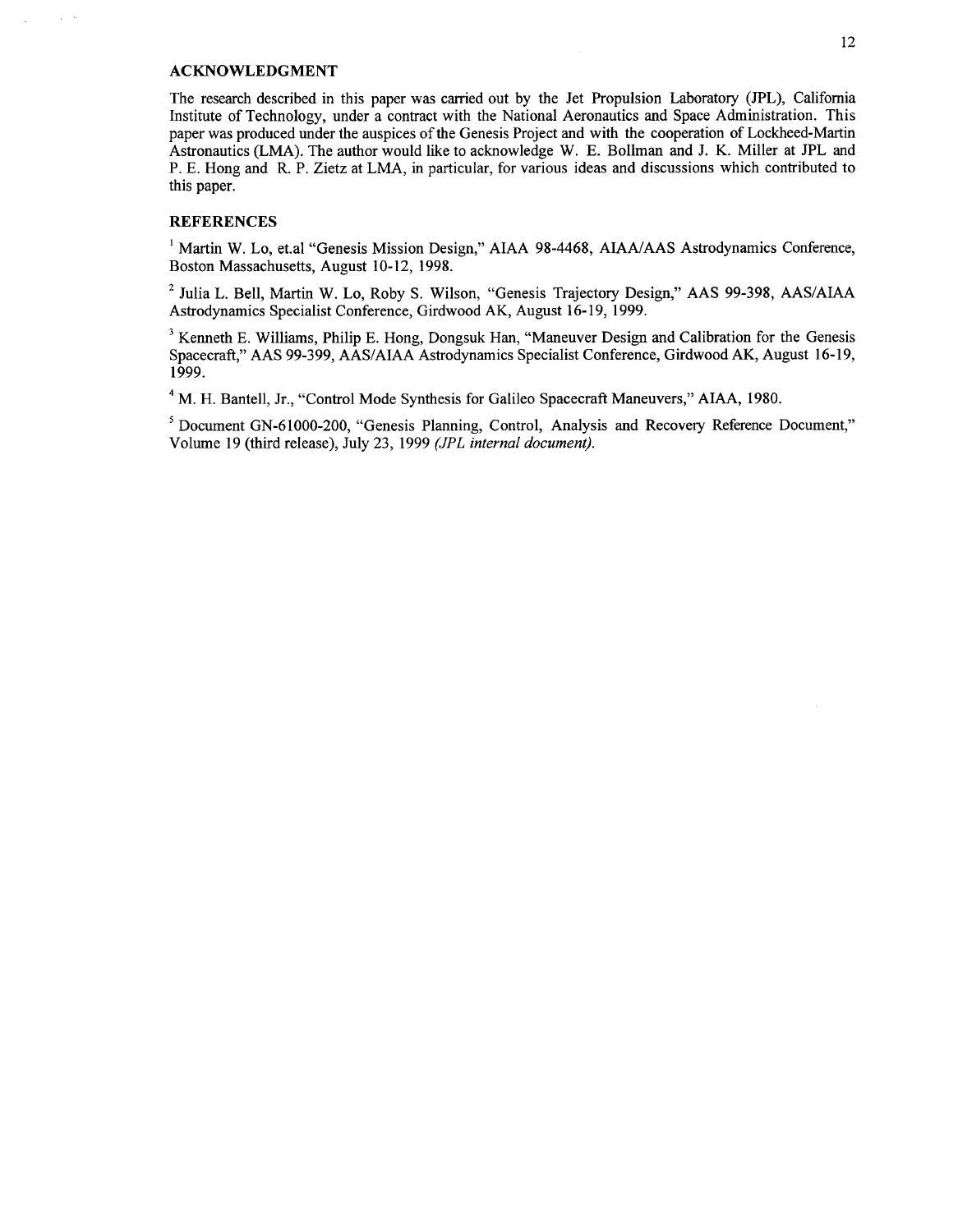## ACKNOWLEDGMENT

The research described in this paper was carried out by the Jet Propulsion Laboratory (JPL), California Institute of Technology, under a contract with the National Aeronautics and Space Administration. This paper was produced under the auspices of the Genesis Project and with the cooperation of Lockheed-Martin Astronautics (LMA). The author would like to acknowledge W. E. Bollman and J. K. Miller at JPL and P. E. Hong and R. P. Zietz at LMA, in particular, for various ideas and discussions which contributed to this paper.

## REFERENCES

[1] Martin W. Lo, et.al "Genesis Mission Design," AIAA 98-4468, AIAA/AAS Astrodynamics Conference, Boston Massachusetts, August 10-12, 1998.

[2] Julia L. Bell, Martin W. Lo, Roby S. Wilson, "Genesis Trajectory Design," AAS 99-398, AAS/AIAA Astrodynamics Specialist Conference, Girdwood AK, August 16-19, 1999.

[3] Kenneth E. Williams, Philip E. Hong, Dongsuk Han, "Maneuver Design and Calibration for the Genesis Spacecraft," AAS 99-399, AAS/AIAA Astrodynamics Specialist Conference, Girdwood AK, August 16-19, 1999.

[4] M. H. Bantell, Jr., "Control Mode Synthesis for Galileo Spacecraft Maneuvers," AIAA, 1980.

[5] Document GN-61000-200, "Genesis Planning, Control, Analysis and Recovery Reference Document," Volume 19 (third release), July 23, 1999 *(JPL internal document).*